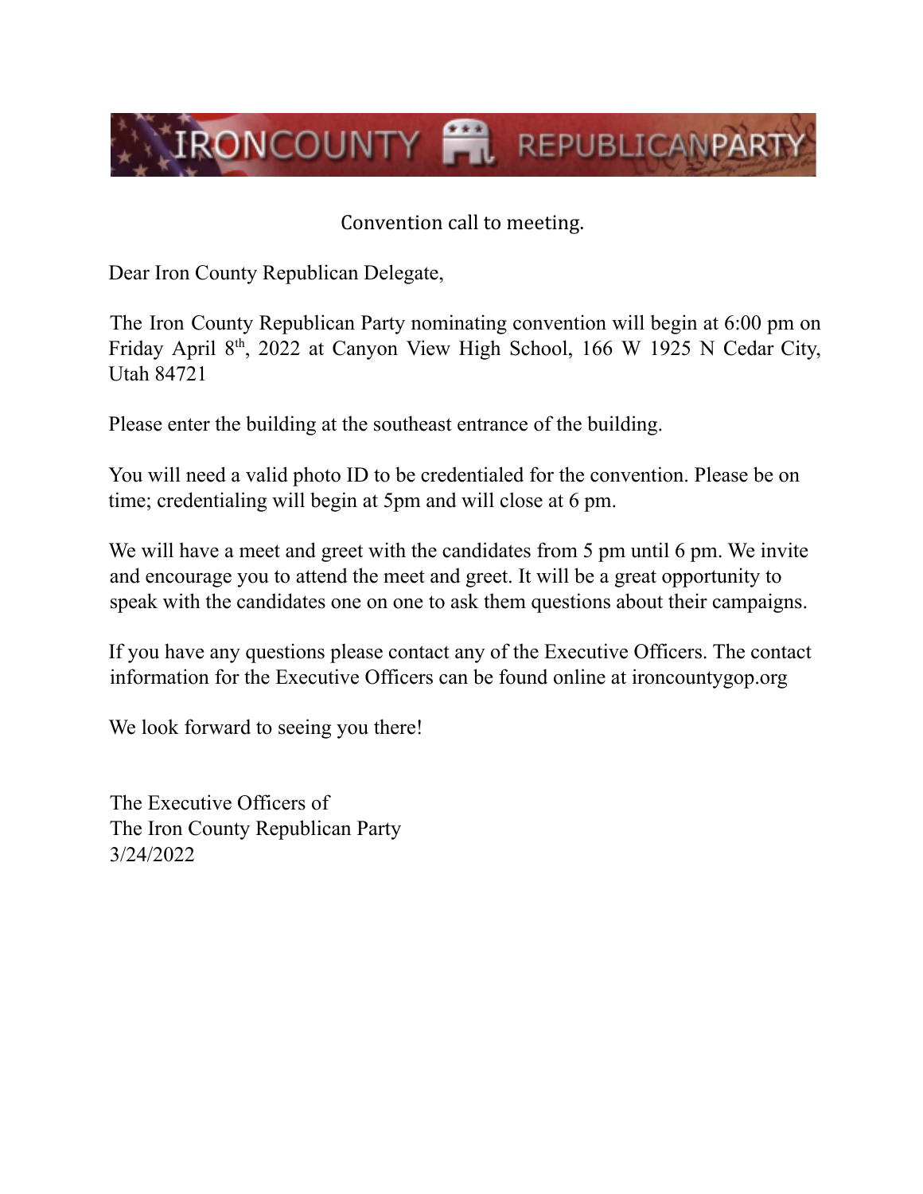# IRONCOUNTY REPUBLICANPARTY

Convention call to meeting.

Dear Iron County Republican Delegate,

The Iron County Republican Party nominating convention will begin at 6:00 pm on Friday April 8th, 2022 at Canyon View High School, 166 W 1925 N Cedar City, Utah 84721

Please enter the building at the southeast entrance of the building.

You will need a valid photo ID to be credentialed for the convention. Please be on time; credentialing will begin at 5pm and will close at 6 pm.

We will have a meet and greet with the candidates from 5 pm until 6 pm. We invite and encourage you to attend the meet and greet. It will be a great opportunity to speak with the candidates one on one to ask them questions about their campaigns.

If you have any questions please contact any of the Executive Officers. The contact information for the Executive Officers can be found online at ironcountygop.org

We look forward to seeing you there!

The Executive Officers of
The Iron County Republican Party
3/24/2022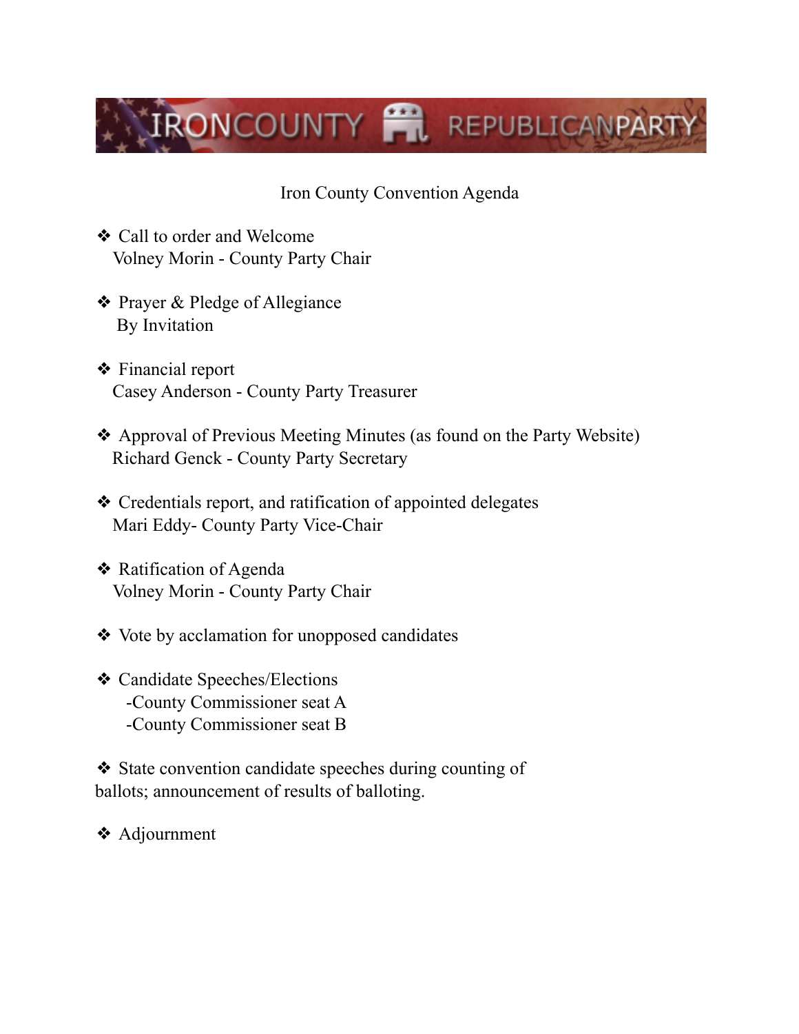IRONCOUNTY REPUBLICANPARTY

# Iron County Convention Agenda

- Call to order and Welcome
  Volney Morin - County Party Chair

- Prayer & Pledge of Allegiance
  By Invitation

- Financial report
  Casey Anderson - County Party Treasurer

- Approval of Previous Meeting Minutes (as found on the Party Website)
  Richard Genck - County Party Secretary

- Credentials report, and ratification of appointed delegates
  Mari Eddy- County Party Vice-Chair

- Ratification of Agenda
  Volney Morin - County Party Chair

- Vote by acclamation for unopposed candidates

- Candidate Speeches/Elections
  - County Commissioner seat A
  - County Commissioner seat B

- State convention candidate speeches during counting of ballots; announcement of results of balloting.

- Adjournment